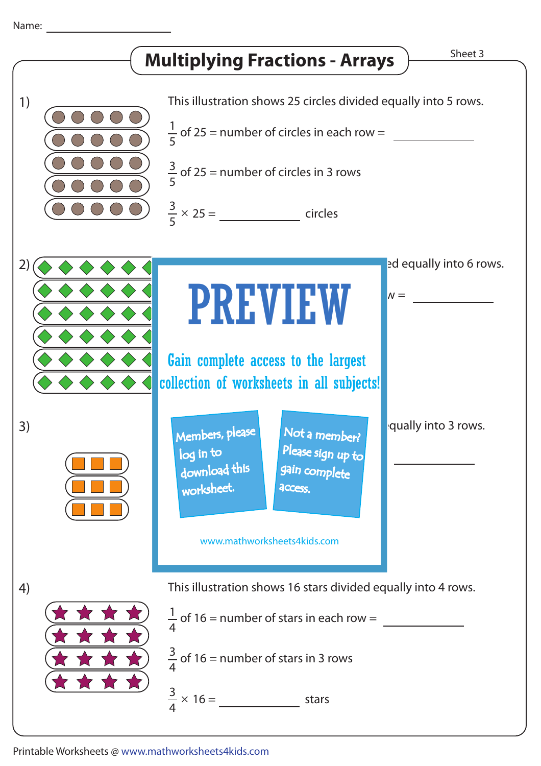Name: ____________________

# Multiplying Fractions - Arrays

Sheet 3

1) This illustration shows 25 circles divided equally into 5 rows.

$\frac{1}{5}$ of 25 = number of circles in each row = __________

$\frac{3}{5}$ of 25 = number of circles in 3 rows

$\frac{3}{5} \times 25 =$ __________ circles

2) ...ed equally into 6 rows.

...w = __________

3) ...qually into 3 rows.

__________

PREVIEW

Gain complete access to the largest collection of worksheets in all subjects!

Members, please log in to download this worksheet.

Not a member? Please sign up to gain complete access.

www.mathworksheets4kids.com

4) This illustration shows 16 stars divided equally into 4 rows.

$\frac{1}{4}$ of 16 = number of stars in each row = __________

$\frac{3}{4}$ of 16 = number of stars in 3 rows

$\frac{3}{4} \times 16 =$ __________ stars

Printable Worksheets @ www.mathworksheets4kids.com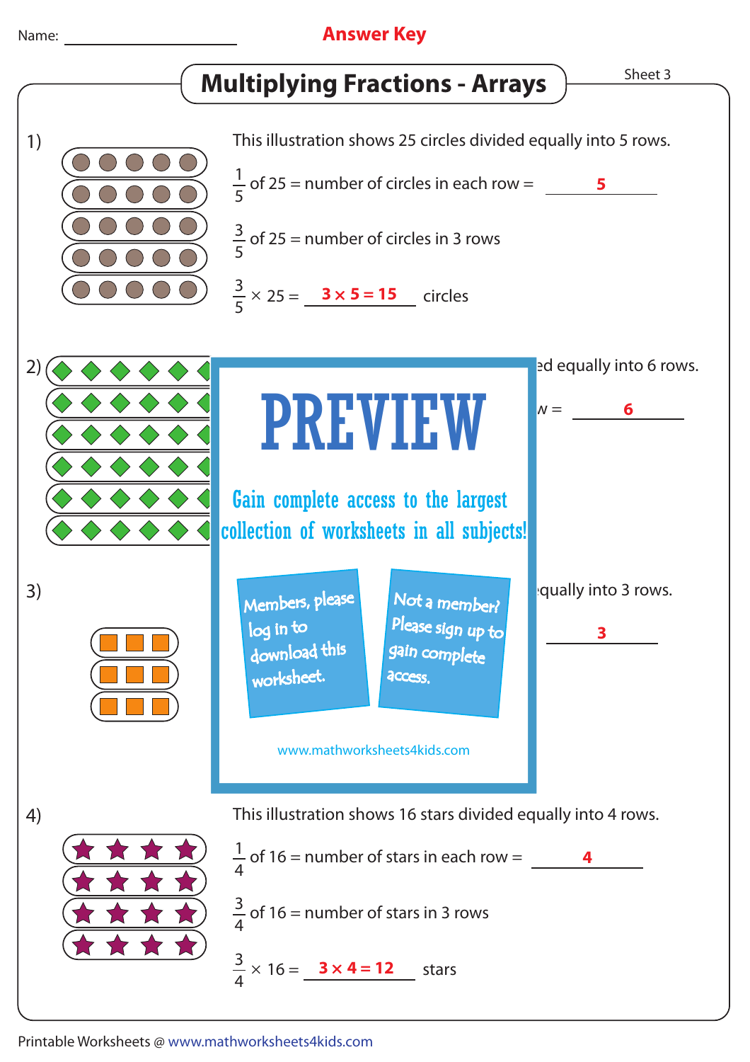Name: ____________________

**Answer Key**

# Multiplying Fractions - Arrays

Sheet 3

1) This illustration shows 25 circles divided equally into 5 rows.

$\frac{1}{5}$ of 25 = number of circles in each row = **5**

$\frac{3}{5}$ of 25 = number of circles in 3 rows

$\frac{3}{5} \times 25 =$ **3 × 5 = 15** circles

2) ...ed equally into 6 rows.

...w = **6**

3) ...qually into 3 rows.

**3**

PREVIEW

Gain complete access to the largest collection of worksheets in all subjects!

Members, please log in to download this worksheet.

Not a member? Please sign up to gain complete access.

www.mathworksheets4kids.com

4) This illustration shows 16 stars divided equally into 4 rows.

$\frac{1}{4}$ of 16 = number of stars in each row = **4**

$\frac{3}{4}$ of 16 = number of stars in 3 rows

$\frac{3}{4} \times 16 =$ **3 × 4 = 12** stars

Printable Worksheets @ www.mathworksheets4kids.com